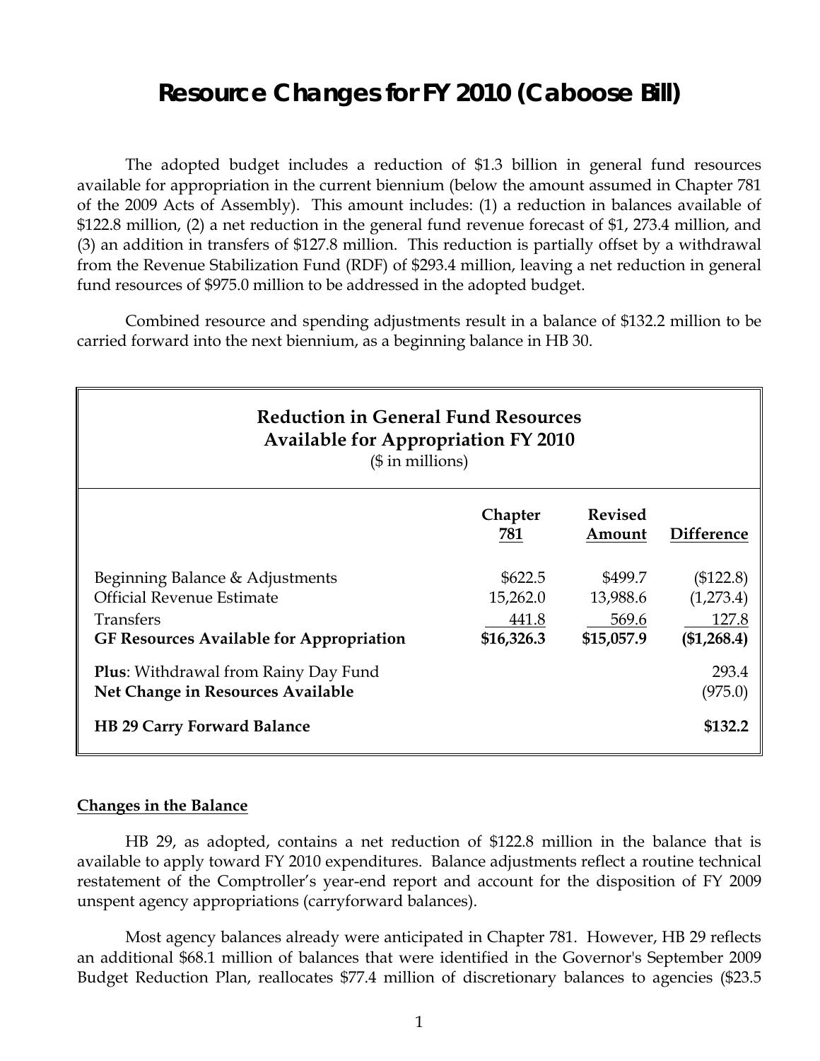# Resource Changes for FY 2010 (Caboose Bill)

The adopted budget includes a reduction of $1.3 billion in general fund resources available for appropriation in the current biennium (below the amount assumed in Chapter 781 of the 2009 Acts of Assembly). This amount includes: (1) a reduction in balances available of $122.8 million, (2) a net reduction in the general fund revenue forecast of $1, 273.4 million, and (3) an addition in transfers of $127.8 million. This reduction is partially offset by a withdrawal from the Revenue Stabilization Fund (RDF) of $293.4 million, leaving a net reduction in general fund resources of $975.0 million to be addressed in the adopted budget.

Combined resource and spending adjustments result in a balance of $132.2 million to be carried forward into the next biennium, as a beginning balance in HB 30.

**Reduction in General Fund Resources Available for Appropriation FY 2010**
($ in millions)

| | Chapter 781 | Revised Amount | Difference |
|---|---|---|---|
| Beginning Balance & Adjustments | $622.5 | $499.7 | ($122.8) |
| Official Revenue Estimate | 15,262.0 | 13,988.6 | (1,273.4) |
| Transfers | 441.8 | 569.6 | 127.8 |
| **GF Resources Available for Appropriation** | **$16,326.3** | **$15,057.9** | **($1,268.4)** |
| **Plus**: Withdrawal from Rainy Day Fund | | | 293.4 |
| **Net Change in Resources Available** | | | (975.0) |
| **HB 29 Carry Forward Balance** | | | **$132.2** |

## Changes in the Balance

HB 29, as adopted, contains a net reduction of $122.8 million in the balance that is available to apply toward FY 2010 expenditures. Balance adjustments reflect a routine technical restatement of the Comptroller's year-end report and account for the disposition of FY 2009 unspent agency appropriations (carryforward balances).

Most agency balances already were anticipated in Chapter 781. However, HB 29 reflects an additional $68.1 million of balances that were identified in the Governor's September 2009 Budget Reduction Plan, reallocates $77.4 million of discretionary balances to agencies ($23.5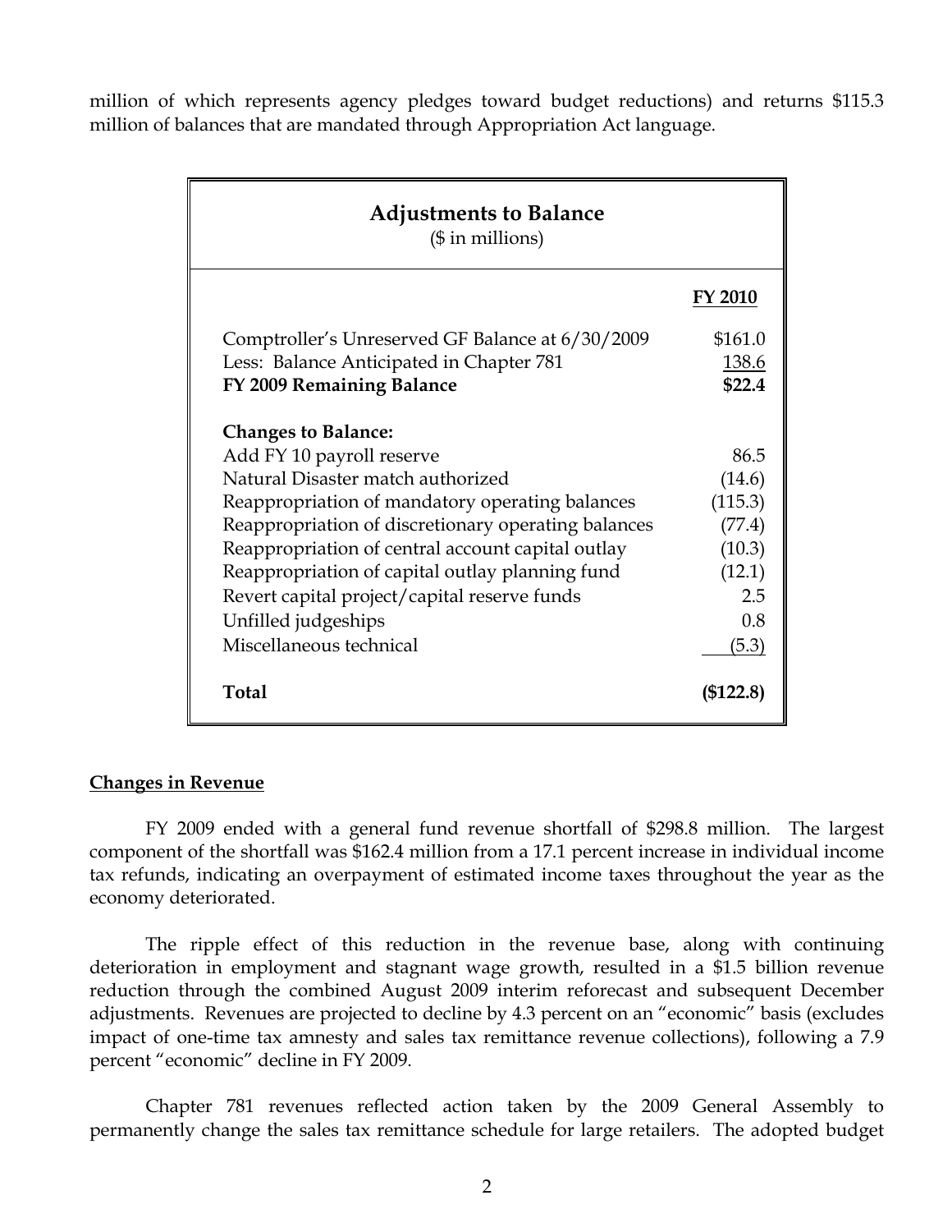million of which represents agency pledges toward budget reductions) and returns $115.3 million of balances that are mandated through Appropriation Act language.

| **Adjustments to Balance** ($ in millions) | |
|---|---|
| | **FY 2010** |
| Comptroller's Unreserved GF Balance at 6/30/2009 | $161.0 |
| Less: Balance Anticipated in Chapter 781 | 138.6 |
| **FY 2009 Remaining Balance** | **$22.4** |
| **Changes to Balance:** | |
| Add FY 10 payroll reserve | 86.5 |
| Natural Disaster match authorized | (14.6) |
| Reappropriation of mandatory operating balances | (115.3) |
| Reappropriation of discretionary operating balances | (77.4) |
| Reappropriation of central account capital outlay | (10.3) |
| Reappropriation of capital outlay planning fund | (12.1) |
| Revert capital project/capital reserve funds | 2.5 |
| Unfilled judgeships | 0.8 |
| Miscellaneous technical | (5.3) |
| **Total** | **($122.8)** |

## Changes in Revenue

FY 2009 ended with a general fund revenue shortfall of $298.8 million. The largest component of the shortfall was $162.4 million from a 17.1 percent increase in individual income tax refunds, indicating an overpayment of estimated income taxes throughout the year as the economy deteriorated.

The ripple effect of this reduction in the revenue base, along with continuing deterioration in employment and stagnant wage growth, resulted in a $1.5 billion revenue reduction through the combined August 2009 interim reforecast and subsequent December adjustments. Revenues are projected to decline by 4.3 percent on an "economic" basis (excludes impact of one-time tax amnesty and sales tax remittance revenue collections), following a 7.9 percent "economic" decline in FY 2009.

Chapter 781 revenues reflected action taken by the 2009 General Assembly to permanently change the sales tax remittance schedule for large retailers. The adopted budget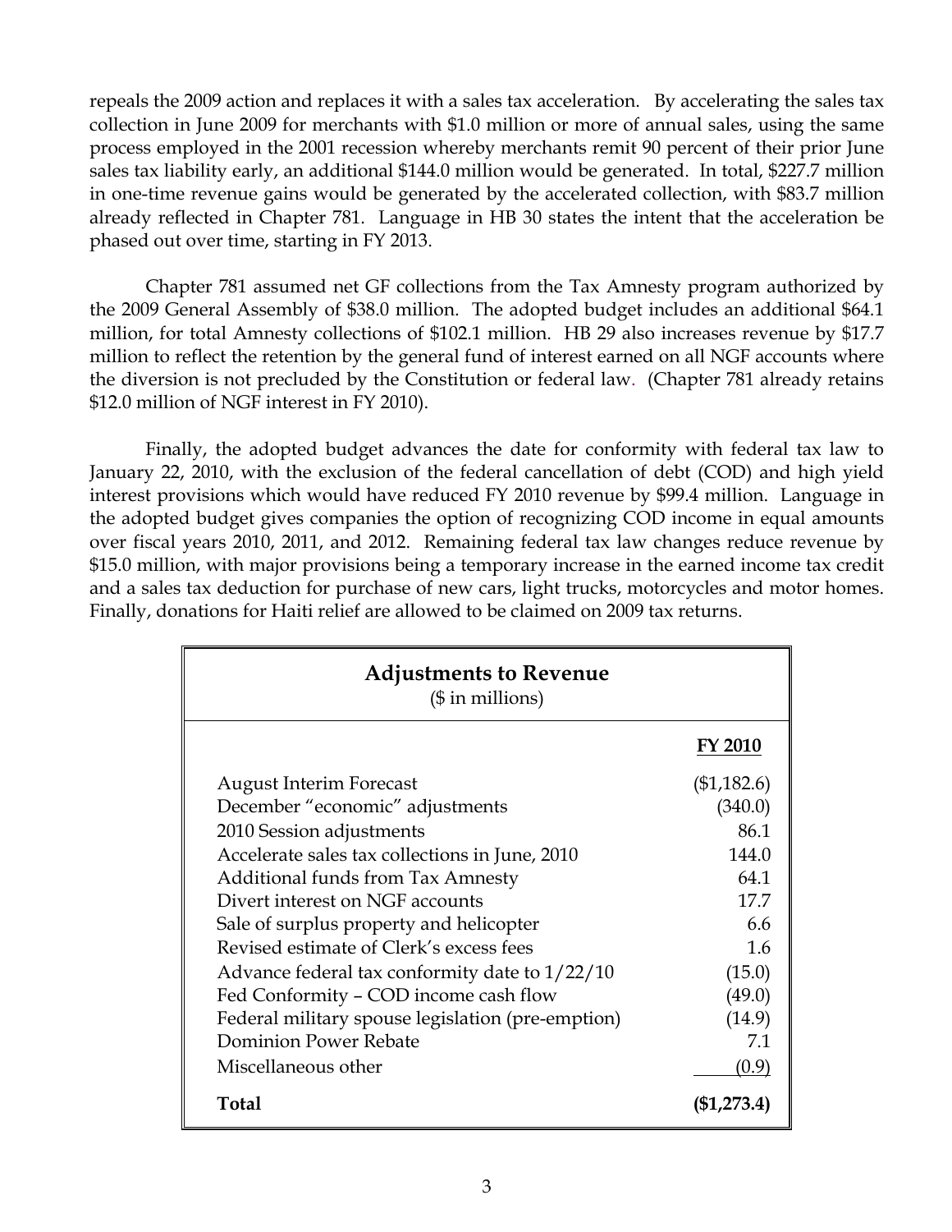repeals the 2009 action and replaces it with a sales tax acceleration. By accelerating the sales tax collection in June 2009 for merchants with $1.0 million or more of annual sales, using the same process employed in the 2001 recession whereby merchants remit 90 percent of their prior June sales tax liability early, an additional $144.0 million would be generated. In total, $227.7 million in one-time revenue gains would be generated by the accelerated collection, with $83.7 million already reflected in Chapter 781. Language in HB 30 states the intent that the acceleration be phased out over time, starting in FY 2013.

Chapter 781 assumed net GF collections from the Tax Amnesty program authorized by the 2009 General Assembly of $38.0 million. The adopted budget includes an additional $64.1 million, for total Amnesty collections of $102.1 million. HB 29 also increases revenue by $17.7 million to reflect the retention by the general fund of interest earned on all NGF accounts where the diversion is not precluded by the Constitution or federal law. (Chapter 781 already retains $12.0 million of NGF interest in FY 2010).

Finally, the adopted budget advances the date for conformity with federal tax law to January 22, 2010, with the exclusion of the federal cancellation of debt (COD) and high yield interest provisions which would have reduced FY 2010 revenue by $99.4 million. Language in the adopted budget gives companies the option of recognizing COD income in equal amounts over fiscal years 2010, 2011, and 2012. Remaining federal tax law changes reduce revenue by $15.0 million, with major provisions being a temporary increase in the earned income tax credit and a sales tax deduction for purchase of new cars, light trucks, motorcycles and motor homes. Finally, donations for Haiti relief are allowed to be claimed on 2009 tax returns.

**Adjustments to Revenue**
($ in millions)

| | FY 2010 |
|---|---|
| August Interim Forecast | ($1,182.6) |
| December "economic" adjustments | (340.0) |
| 2010 Session adjustments | 86.1 |
| Accelerate sales tax collections in June, 2010 | 144.0 |
| Additional funds from Tax Amnesty | 64.1 |
| Divert interest on NGF accounts | 17.7 |
| Sale of surplus property and helicopter | 6.6 |
| Revised estimate of Clerk's excess fees | 1.6 |
| Advance federal tax conformity date to 1/22/10 | (15.0) |
| Fed Conformity – COD income cash flow | (49.0) |
| Federal military spouse legislation (pre-emption) | (14.9) |
| Dominion Power Rebate | 7.1 |
| Miscellaneous other | (0.9) |
| **Total** | **($1,273.4)** |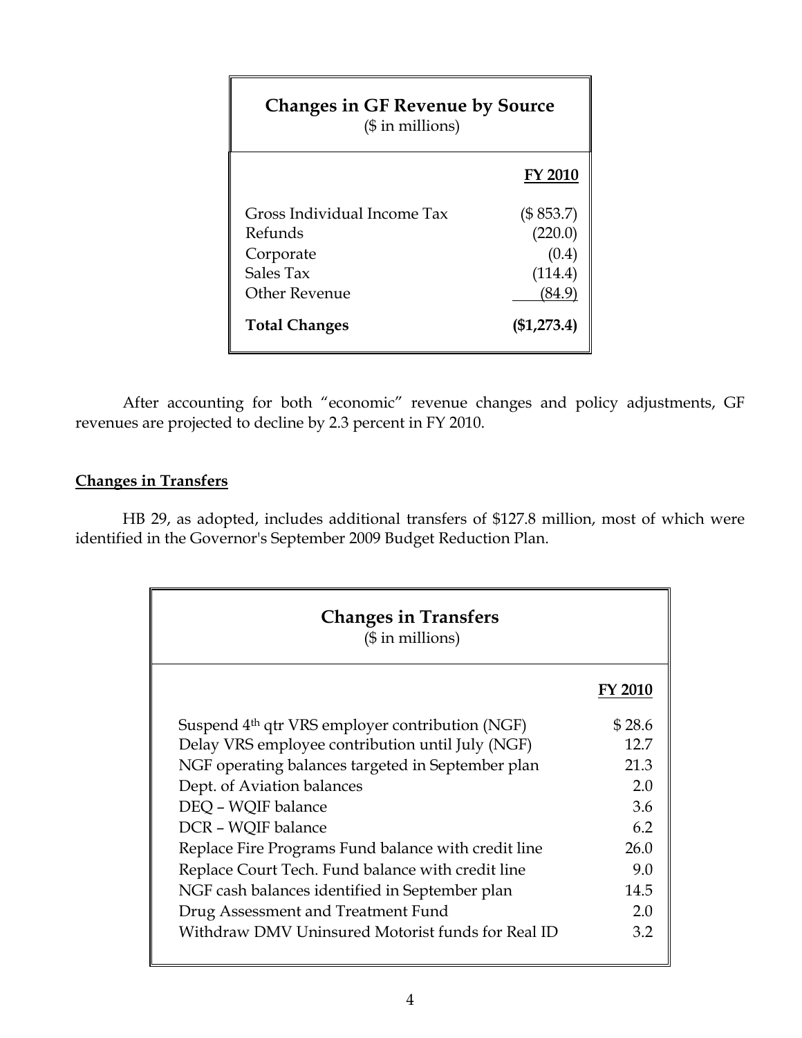| **Changes in GF Revenue by Source**<br>($ in millions) | |
|---|---|
| | **FY 2010** |
| Gross Individual Income Tax | ($ 853.7) |
| Refunds | (220.0) |
| Corporate | (0.4) |
| Sales Tax | (114.4) |
| Other Revenue | (84.9) |
| **Total Changes** | **($1,273.4)** |

After accounting for both "economic" revenue changes and policy adjustments, GF revenues are projected to decline by 2.3 percent in FY 2010.

**Changes in Transfers**

HB 29, as adopted, includes additional transfers of $127.8 million, most of which were identified in the Governor's September 2009 Budget Reduction Plan.

| **Changes in Transfers**<br>($ in millions) | |
|---|---|
| | **FY 2010** |
| Suspend 4th qtr VRS employer contribution (NGF) | $ 28.6 |
| Delay VRS employee contribution until July (NGF) | 12.7 |
| NGF operating balances targeted in September plan | 21.3 |
| Dept. of Aviation balances | 2.0 |
| DEQ – WQIF balance | 3.6 |
| DCR – WQIF balance | 6.2 |
| Replace Fire Programs Fund balance with credit line | 26.0 |
| Replace Court Tech. Fund balance with credit line | 9.0 |
| NGF cash balances identified in September plan | 14.5 |
| Drug Assessment and Treatment Fund | 2.0 |
| Withdraw DMV Uninsured Motorist funds for Real ID | 3.2 |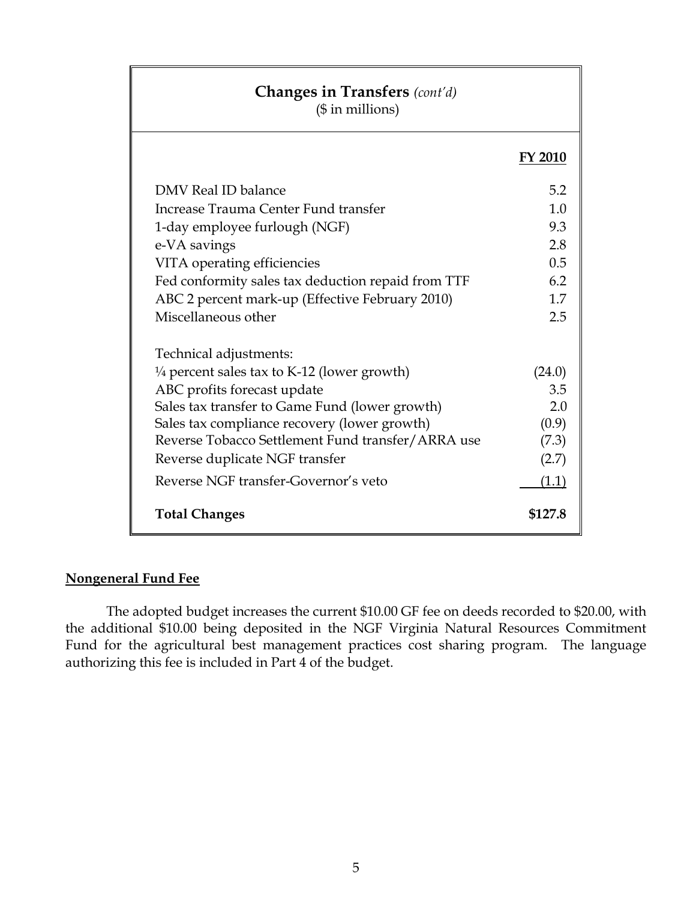| Changes in Transfers *(cont'd)* ($ in millions) | |
|---|---|
| | **FY 2010** |
| DMV Real ID balance | 5.2 |
| Increase Trauma Center Fund transfer | 1.0 |
| 1-day employee furlough (NGF) | 9.3 |
| e-VA savings | 2.8 |
| VITA operating efficiencies | 0.5 |
| Fed conformity sales tax deduction repaid from TTF | 6.2 |
| ABC 2 percent mark-up (Effective February 2010) | 1.7 |
| Miscellaneous other | 2.5 |
| Technical adjustments: | |
| ¼ percent sales tax to K-12 (lower growth) | (24.0) |
| ABC profits forecast update | 3.5 |
| Sales tax transfer to Game Fund (lower growth) | 2.0 |
| Sales tax compliance recovery (lower growth) | (0.9) |
| Reverse Tobacco Settlement Fund transfer/ARRA use | (7.3) |
| Reverse duplicate NGF transfer | (2.7) |
| Reverse NGF transfer-Governor's veto | (1.1) |
| **Total Changes** | **$127.8** |

## Nongeneral Fund Fee

The adopted budget increases the current $10.00 GF fee on deeds recorded to $20.00, with the additional $10.00 being deposited in the NGF Virginia Natural Resources Commitment Fund for the agricultural best management practices cost sharing program. The language authorizing this fee is included in Part 4 of the budget.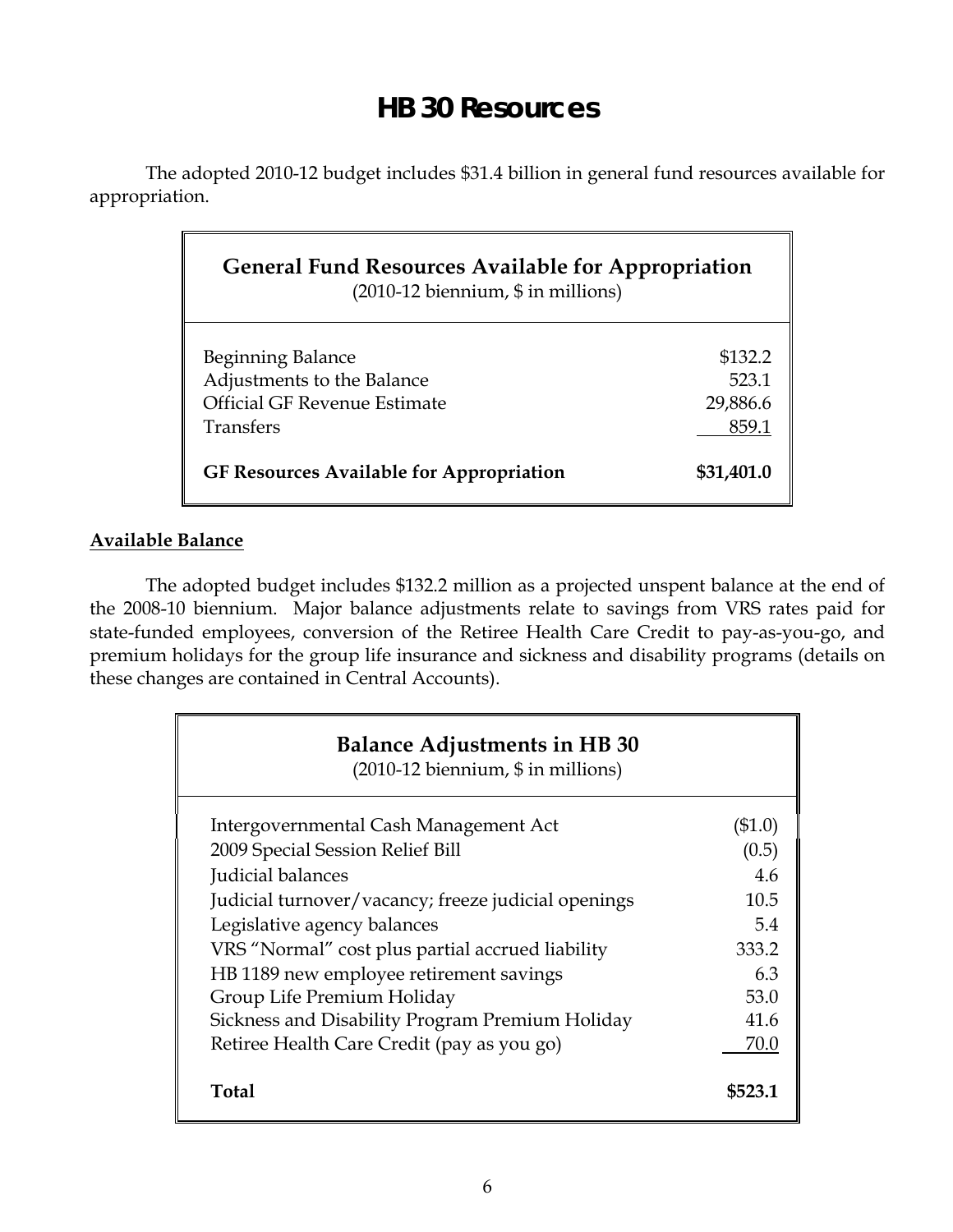# HB 30 Resources

The adopted 2010-12 budget includes $31.4 billion in general fund resources available for appropriation.

| General Fund Resources Available for Appropriation (2010-12 biennium, $ in millions) | |
|---|---|
| Beginning Balance | $132.2 |
| Adjustments to the Balance | 523.1 |
| Official GF Revenue Estimate | 29,886.6 |
| Transfers | 859.1 |
| **GF Resources Available for Appropriation** | **$31,401.0** |

**Available Balance**

The adopted budget includes $132.2 million as a projected unspent balance at the end of the 2008-10 biennium. Major balance adjustments relate to savings from VRS rates paid for state-funded employees, conversion of the Retiree Health Care Credit to pay-as-you-go, and premium holidays for the group life insurance and sickness and disability programs (details on these changes are contained in Central Accounts).

| Balance Adjustments in HB 30 (2010-12 biennium, $ in millions) | |
|---|---|
| Intergovernmental Cash Management Act | ($1.0) |
| 2009 Special Session Relief Bill | (0.5) |
| Judicial balances | 4.6 |
| Judicial turnover/vacancy; freeze judicial openings | 10.5 |
| Legislative agency balances | 5.4 |
| VRS "Normal" cost plus partial accrued liability | 333.2 |
| HB 1189 new employee retirement savings | 6.3 |
| Group Life Premium Holiday | 53.0 |
| Sickness and Disability Program Premium Holiday | 41.6 |
| Retiree Health Care Credit (pay as you go) | 70.0 |
| **Total** | **$523.1** |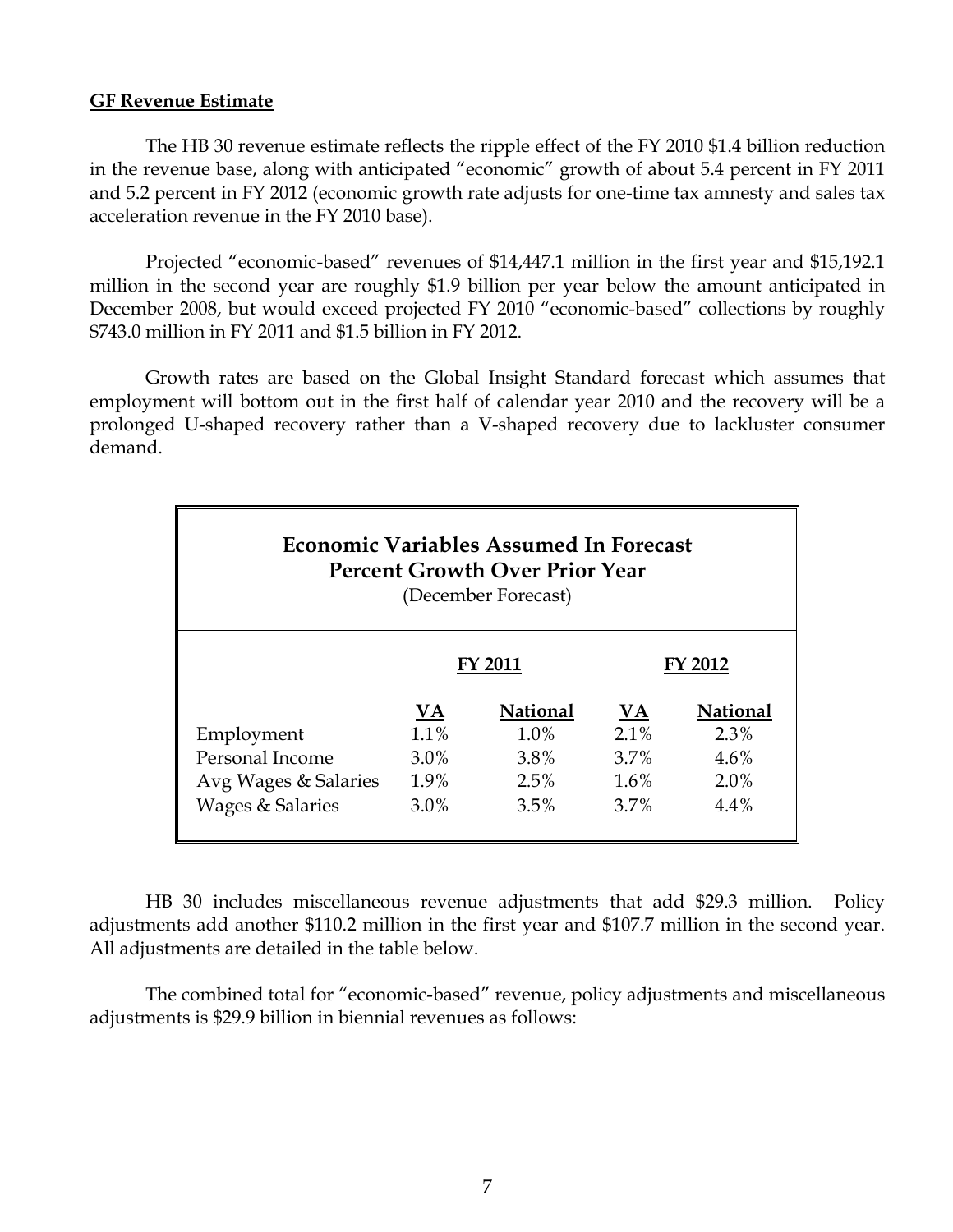**GF Revenue Estimate**

The HB 30 revenue estimate reflects the ripple effect of the FY 2010 $1.4 billion reduction in the revenue base, along with anticipated "economic" growth of about 5.4 percent in FY 2011 and 5.2 percent in FY 2012 (economic growth rate adjusts for one-time tax amnesty and sales tax acceleration revenue in the FY 2010 base).

Projected "economic-based" revenues of $14,447.1 million in the first year and $15,192.1 million in the second year are roughly $1.9 billion per year below the amount anticipated in December 2008, but would exceed projected FY 2010 "economic-based" collections by roughly $743.0 million in FY 2011 and $1.5 billion in FY 2012.

Growth rates are based on the Global Insight Standard forecast which assumes that employment will bottom out in the first half of calendar year 2010 and the recovery will be a prolonged U-shaped recovery rather than a V-shaped recovery due to lackluster consumer demand.

**Economic Variables Assumed In Forecast**
**Percent Growth Over Prior Year**
(December Forecast)

| | FY 2011 | | FY 2012 | |
|---|---|---|---|---|
| | VA | National | VA | National |
| Employment | 1.1% | 1.0% | 2.1% | 2.3% |
| Personal Income | 3.0% | 3.8% | 3.7% | 4.6% |
| Avg Wages & Salaries | 1.9% | 2.5% | 1.6% | 2.0% |
| Wages & Salaries | 3.0% | 3.5% | 3.7% | 4.4% |

HB 30 includes miscellaneous revenue adjustments that add $29.3 million. Policy adjustments add another $110.2 million in the first year and $107.7 million in the second year. All adjustments are detailed in the table below.

The combined total for "economic-based" revenue, policy adjustments and miscellaneous adjustments is $29.9 billion in biennial revenues as follows: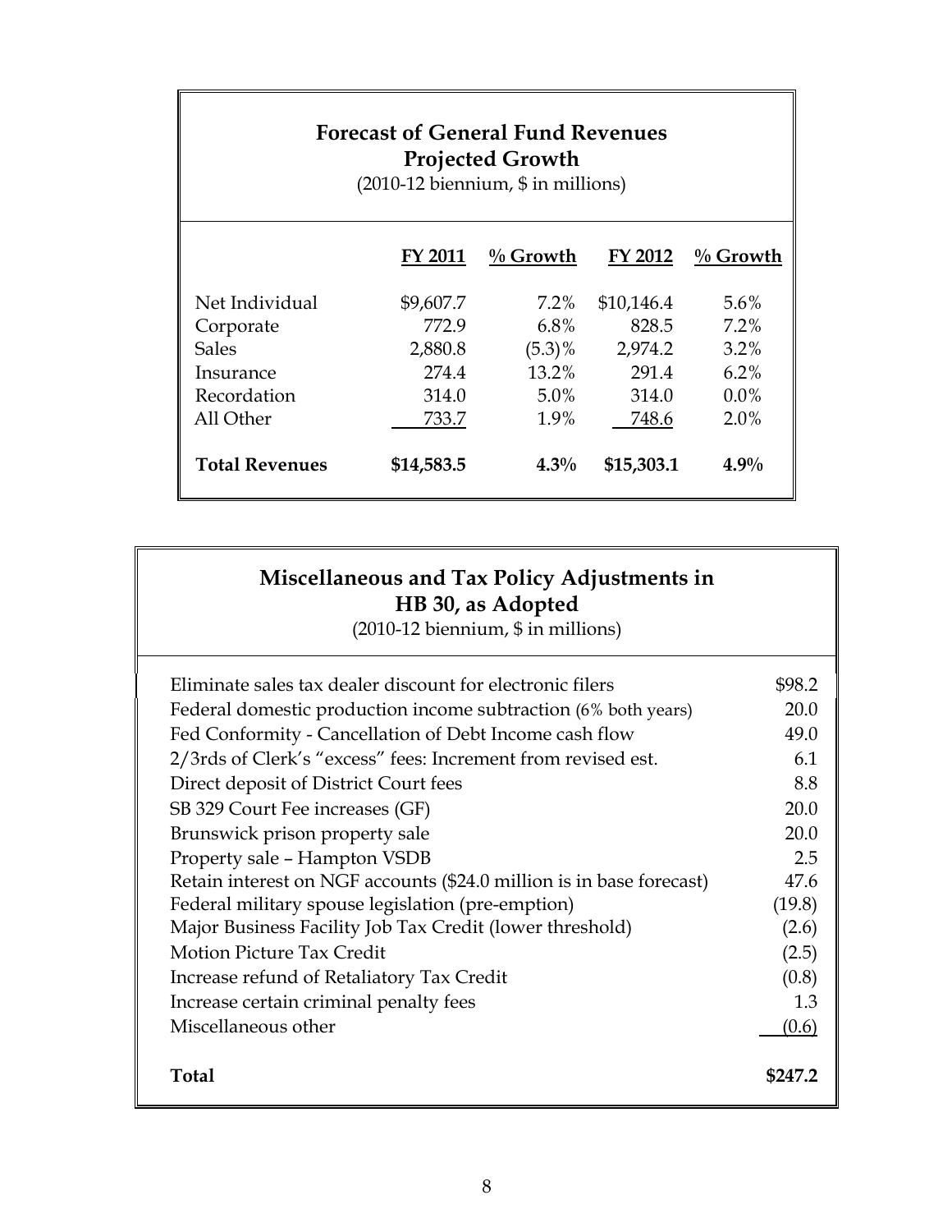**Forecast of General Fund Revenues**
**Projected Growth**
(2010-12 biennium, $ in millions)

| | FY 2011 | % Growth | FY 2012 | % Growth |
|---|---|---|---|---|
| Net Individual | $9,607.7 | 7.2% | $10,146.4 | 5.6% |
| Corporate | 772.9 | 6.8% | 828.5 | 7.2% |
| Sales | 2,880.8 | (5.3)% | 2,974.2 | 3.2% |
| Insurance | 274.4 | 13.2% | 291.4 | 6.2% |
| Recordation | 314.0 | 5.0% | 314.0 | 0.0% |
| All Other | 733.7 | 1.9% | 748.6 | 2.0% |
| **Total Revenues** | **$14,583.5** | **4.3%** | **$15,303.1** | **4.9%** |

**Miscellaneous and Tax Policy Adjustments in HB 30, as Adopted**
(2010-12 biennium, $ in millions)

| | |
|---|---|
| Eliminate sales tax dealer discount for electronic filers | $98.2 |
| Federal domestic production income subtraction (6% both years) | 20.0 |
| Fed Conformity - Cancellation of Debt Income cash flow | 49.0 |
| 2/3rds of Clerk's "excess" fees: Increment from revised est. | 6.1 |
| Direct deposit of District Court fees | 8.8 |
| SB 329 Court Fee increases (GF) | 20.0 |
| Brunswick prison property sale | 20.0 |
| Property sale – Hampton VSDB | 2.5 |
| Retain interest on NGF accounts ($24.0 million is in base forecast) | 47.6 |
| Federal military spouse legislation (pre-emption) | (19.8) |
| Major Business Facility Job Tax Credit (lower threshold) | (2.6) |
| Motion Picture Tax Credit | (2.5) |
| Increase refund of Retaliatory Tax Credit | (0.8) |
| Increase certain criminal penalty fees | 1.3 |
| Miscellaneous other | (0.6) |
| **Total** | **$247.2** |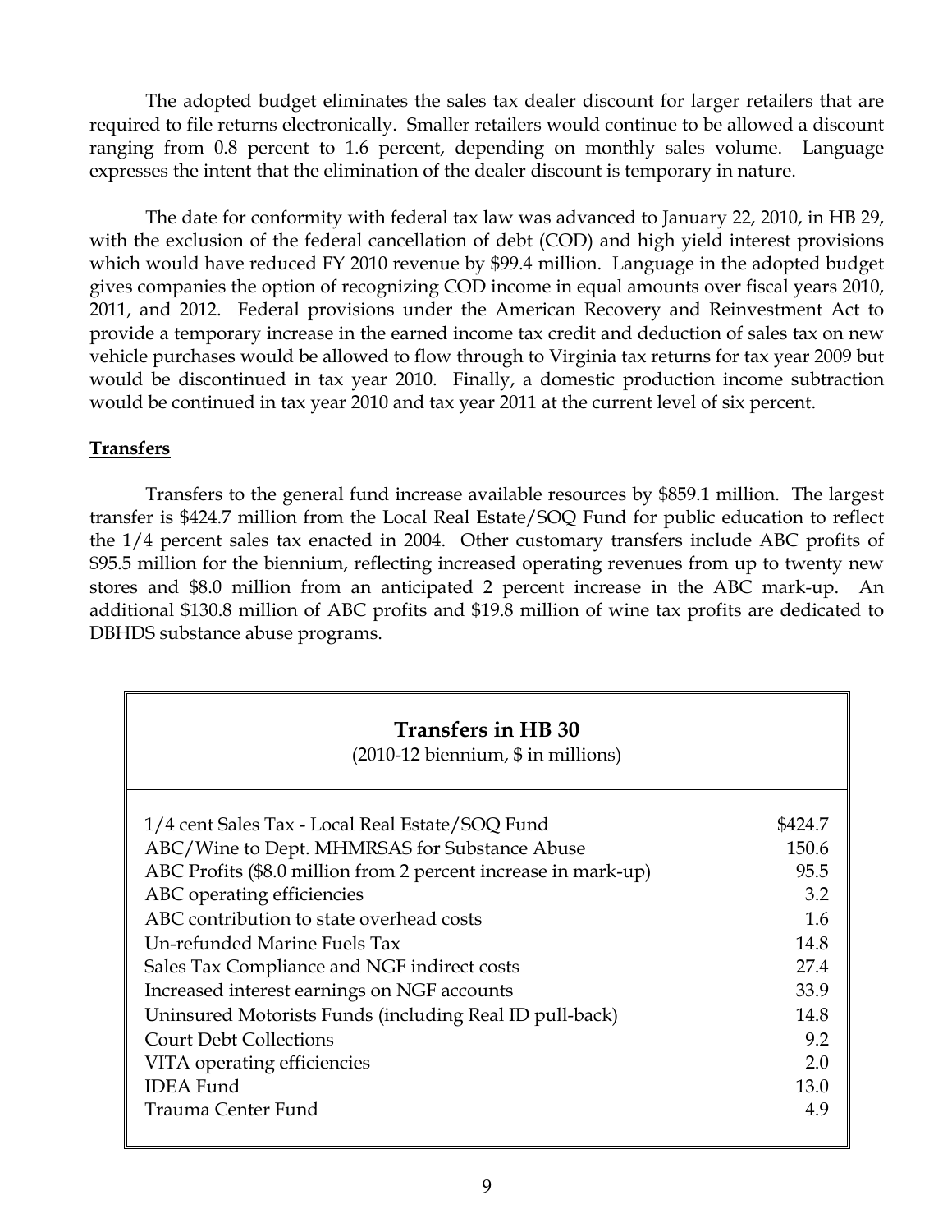The adopted budget eliminates the sales tax dealer discount for larger retailers that are required to file returns electronically. Smaller retailers would continue to be allowed a discount ranging from 0.8 percent to 1.6 percent, depending on monthly sales volume. Language expresses the intent that the elimination of the dealer discount is temporary in nature.

The date for conformity with federal tax law was advanced to January 22, 2010, in HB 29, with the exclusion of the federal cancellation of debt (COD) and high yield interest provisions which would have reduced FY 2010 revenue by $99.4 million. Language in the adopted budget gives companies the option of recognizing COD income in equal amounts over fiscal years 2010, 2011, and 2012. Federal provisions under the American Recovery and Reinvestment Act to provide a temporary increase in the earned income tax credit and deduction of sales tax on new vehicle purchases would be allowed to flow through to Virginia tax returns for tax year 2009 but would be discontinued in tax year 2010. Finally, a domestic production income subtraction would be continued in tax year 2010 and tax year 2011 at the current level of six percent.

**Transfers**

Transfers to the general fund increase available resources by $859.1 million. The largest transfer is $424.7 million from the Local Real Estate/SOQ Fund for public education to reflect the 1/4 percent sales tax enacted in 2004. Other customary transfers include ABC profits of $95.5 million for the biennium, reflecting increased operating revenues from up to twenty new stores and $8.0 million from an anticipated 2 percent increase in the ABC mark-up. An additional $130.8 million of ABC profits and $19.8 million of wine tax profits are dedicated to DBHDS substance abuse programs.

**Transfers in HB 30**
(2010-12 biennium, $ in millions)

| | |
|---|---|
| 1/4 cent Sales Tax - Local Real Estate/SOQ Fund | $424.7 |
| ABC/Wine to Dept. MHMRSAS for Substance Abuse | 150.6 |
| ABC Profits ($8.0 million from 2 percent increase in mark-up) | 95.5 |
| ABC operating efficiencies | 3.2 |
| ABC contribution to state overhead costs | 1.6 |
| Un-refunded Marine Fuels Tax | 14.8 |
| Sales Tax Compliance and NGF indirect costs | 27.4 |
| Increased interest earnings on NGF accounts | 33.9 |
| Uninsured Motorists Funds (including Real ID pull-back) | 14.8 |
| Court Debt Collections | 9.2 |
| VITA operating efficiencies | 2.0 |
| IDEA Fund | 13.0 |
| Trauma Center Fund | 4.9 |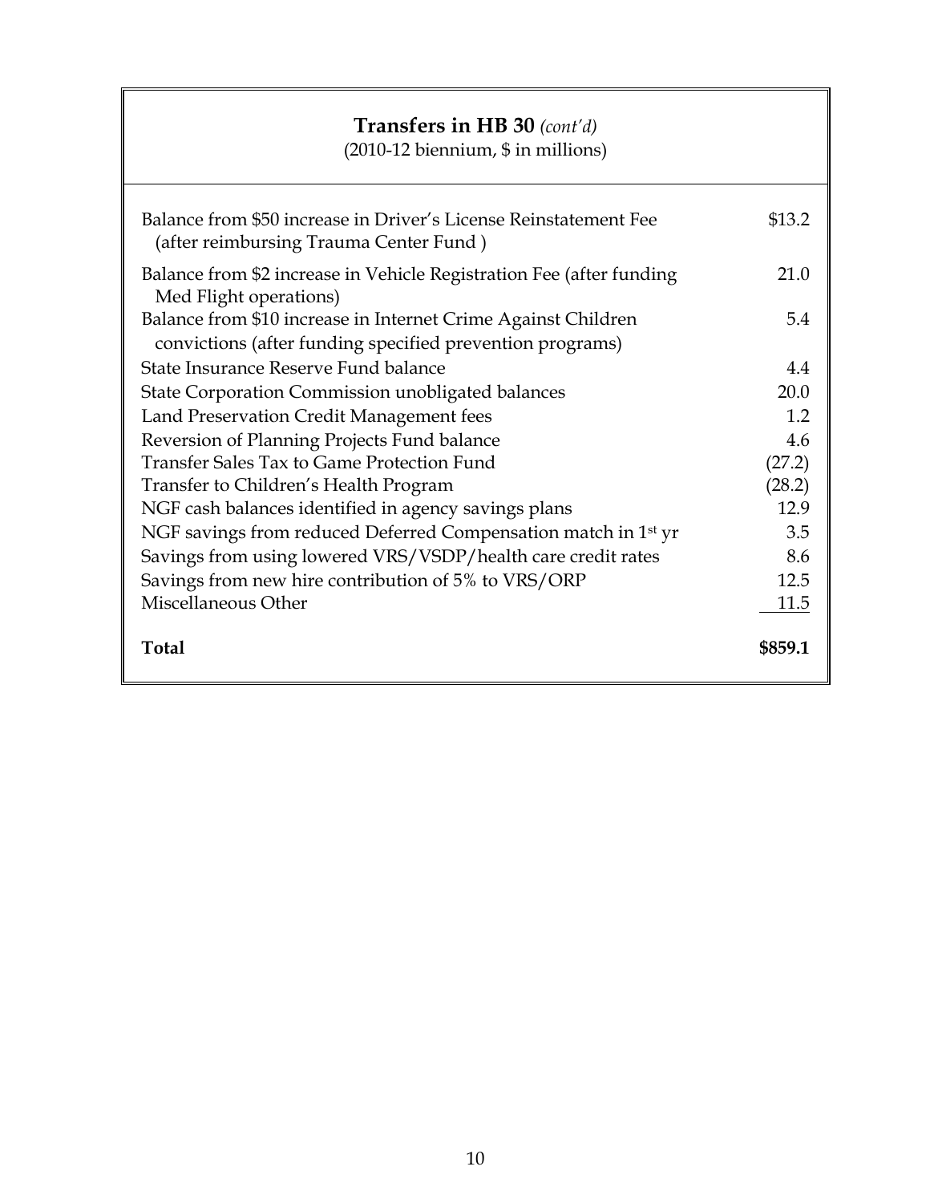## **Transfers in HB 30** *(cont'd)*

(2010-12 biennium, $ in millions)

| | |
|---|---|
| Balance from $50 increase in Driver's License Reinstatement Fee (after reimbursing Trauma Center Fund ) | $13.2 |
| Balance from $2 increase in Vehicle Registration Fee (after funding Med Flight operations) | 21.0 |
| Balance from $10 increase in Internet Crime Against Children convictions (after funding specified prevention programs) | 5.4 |
| State Insurance Reserve Fund balance | 4.4 |
| State Corporation Commission unobligated balances | 20.0 |
| Land Preservation Credit Management fees | 1.2 |
| Reversion of Planning Projects Fund balance | 4.6 |
| Transfer Sales Tax to Game Protection Fund | (27.2) |
| Transfer to Children's Health Program | (28.2) |
| NGF cash balances identified in agency savings plans | 12.9 |
| NGF savings from reduced Deferred Compensation match in 1st yr | 3.5 |
| Savings from using lowered VRS/VSDP/health care credit rates | 8.6 |
| Savings from new hire contribution of 5% to VRS/ORP | 12.5 |
| Miscellaneous Other | 11.5 |
| **Total** | **$859.1** |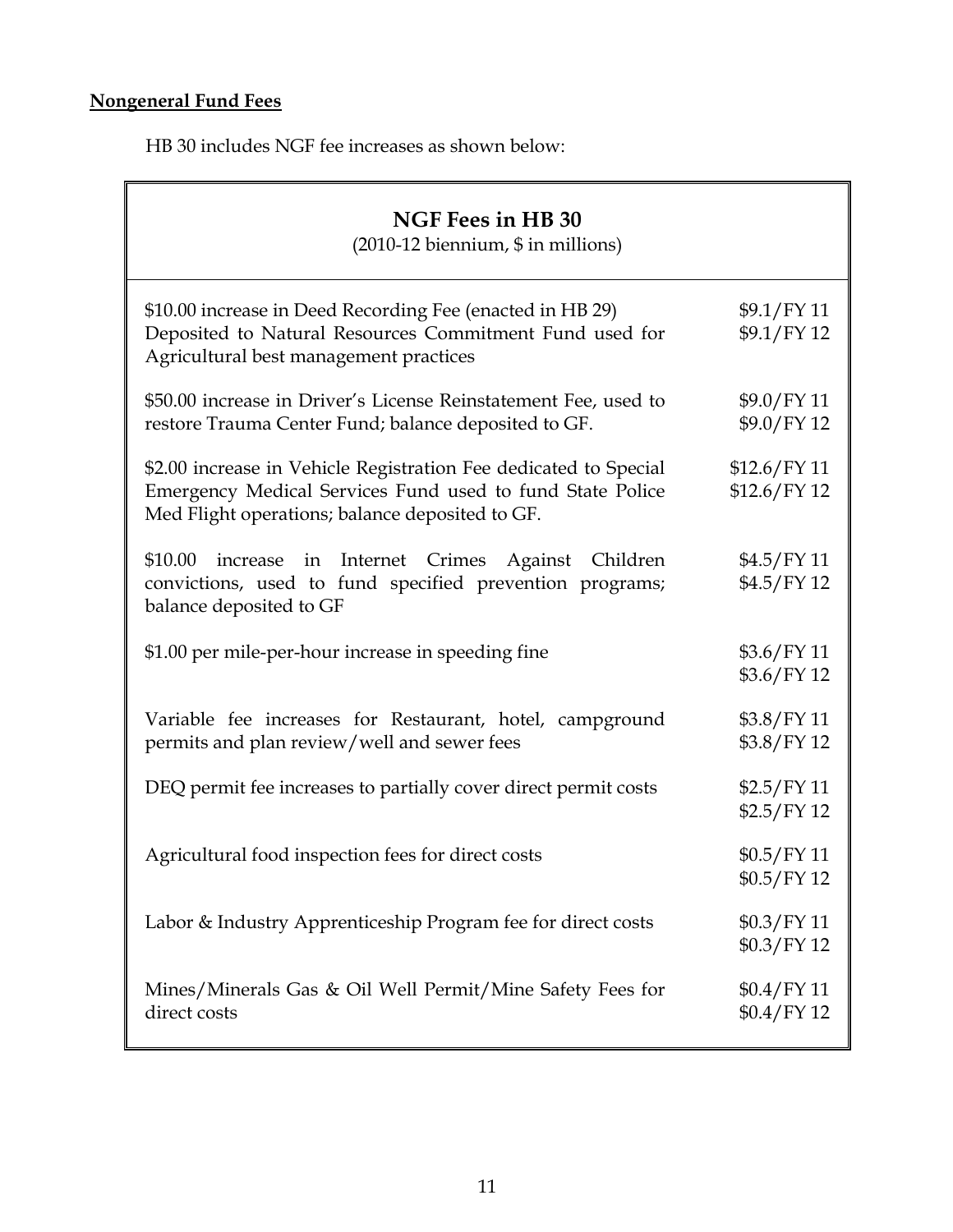**Nongeneral Fund Fees**

HB 30 includes NGF fee increases as shown below:

| **NGF Fees in HB 30**<br>(2010-12 biennium, $ in millions) | |
|---|---|
| $10.00 increase in Deed Recording Fee (enacted in HB 29) Deposited to Natural Resources Commitment Fund used for Agricultural best management practices | $9.1/FY 11<br>$9.1/FY 12 |
| $50.00 increase in Driver's License Reinstatement Fee, used to restore Trauma Center Fund; balance deposited to GF. | $9.0/FY 11<br>$9.0/FY 12 |
| $2.00 increase in Vehicle Registration Fee dedicated to Special Emergency Medical Services Fund used to fund State Police Med Flight operations; balance deposited to GF. | $12.6/FY 11<br>$12.6/FY 12 |
| $10.00 increase in Internet Crimes Against Children convictions, used to fund specified prevention programs; balance deposited to GF | $4.5/FY 11<br>$4.5/FY 12 |
| $1.00 per mile-per-hour increase in speeding fine | $3.6/FY 11<br>$3.6/FY 12 |
| Variable fee increases for Restaurant, hotel, campground permits and plan review/well and sewer fees | $3.8/FY 11<br>$3.8/FY 12 |
| DEQ permit fee increases to partially cover direct permit costs | $2.5/FY 11<br>$2.5/FY 12 |
| Agricultural food inspection fees for direct costs | $0.5/FY 11<br>$0.5/FY 12 |
| Labor & Industry Apprenticeship Program fee for direct costs | $0.3/FY 11<br>$0.3/FY 12 |
| Mines/Minerals Gas & Oil Well Permit/Mine Safety Fees for direct costs | $0.4/FY 11<br>$0.4/FY 12 |